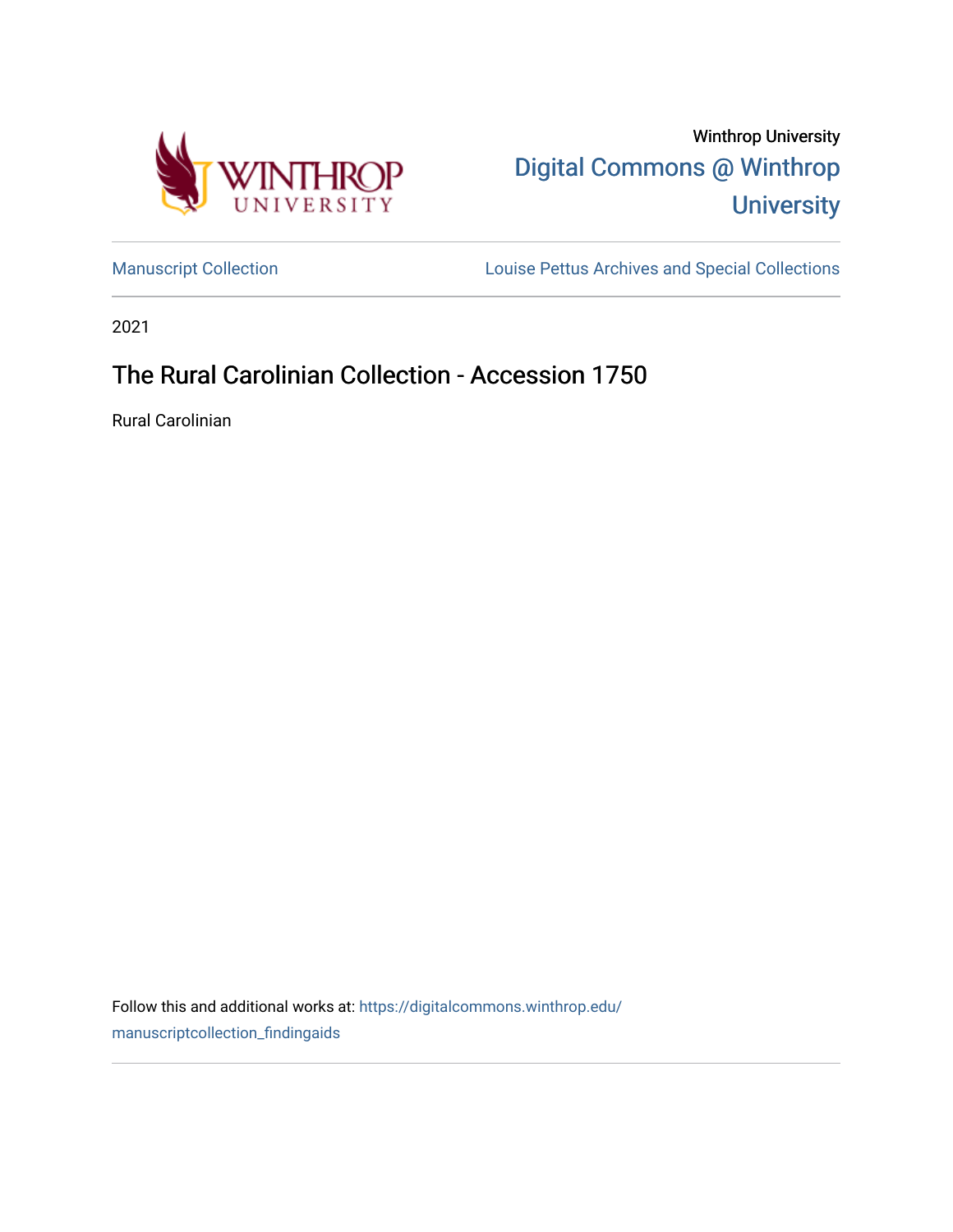Winthrop University

Digital Commons @ Winthrop University

Manuscript Collection | Louise Pettus Archives and Special Collections

2021

# The Rural Carolinian Collection - Accession 1750

Rural Carolinian

Follow this and additional works at: https://digitalcommons.winthrop.edu/manuscriptcollection_findingaids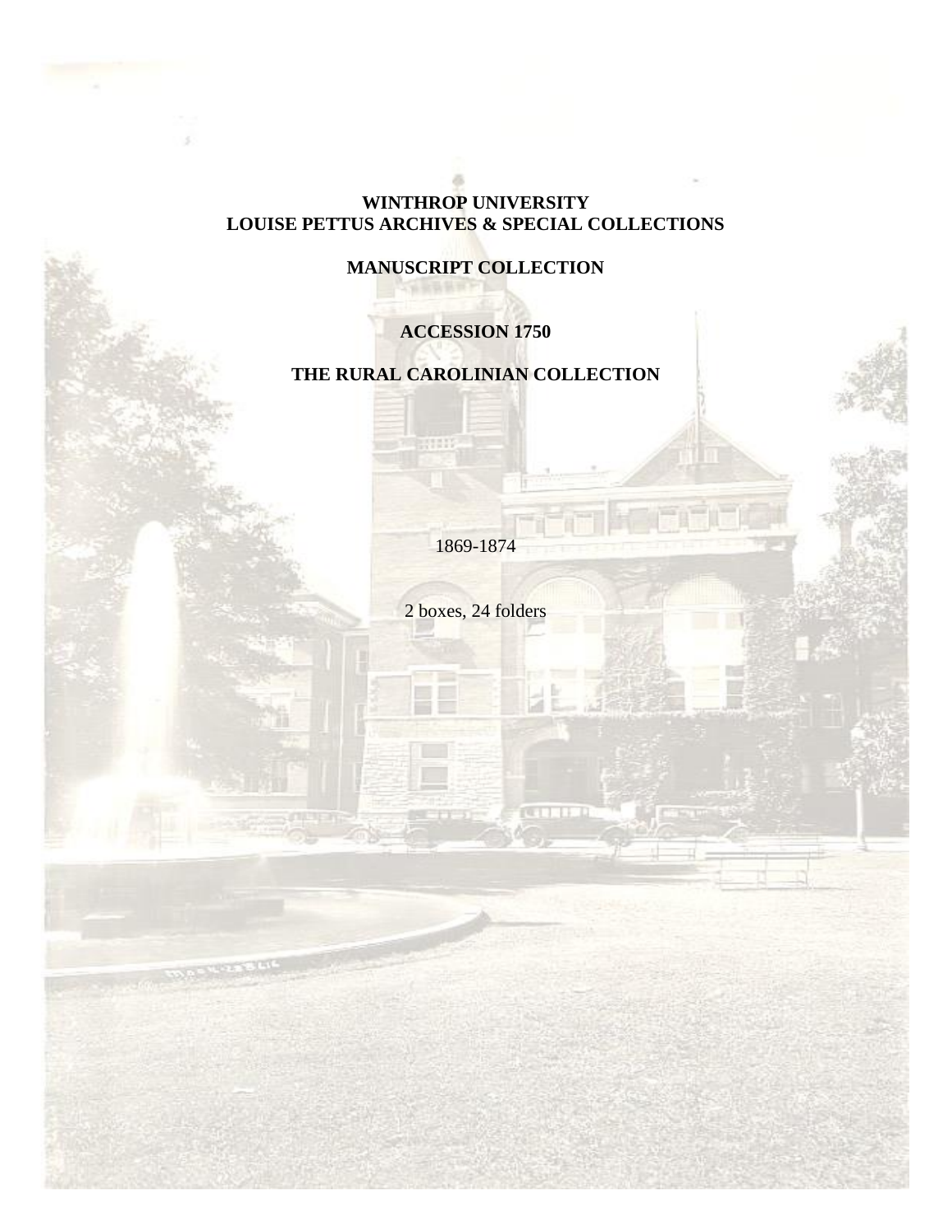**WINTHROP UNIVERSITY**
**LOUISE PETTUS ARCHIVES & SPECIAL COLLECTIONS**

**MANUSCRIPT COLLECTION**

**ACCESSION 1750**

**THE RURAL CAROLINIAN COLLECTION**

1869-1874

2 boxes, 24 folders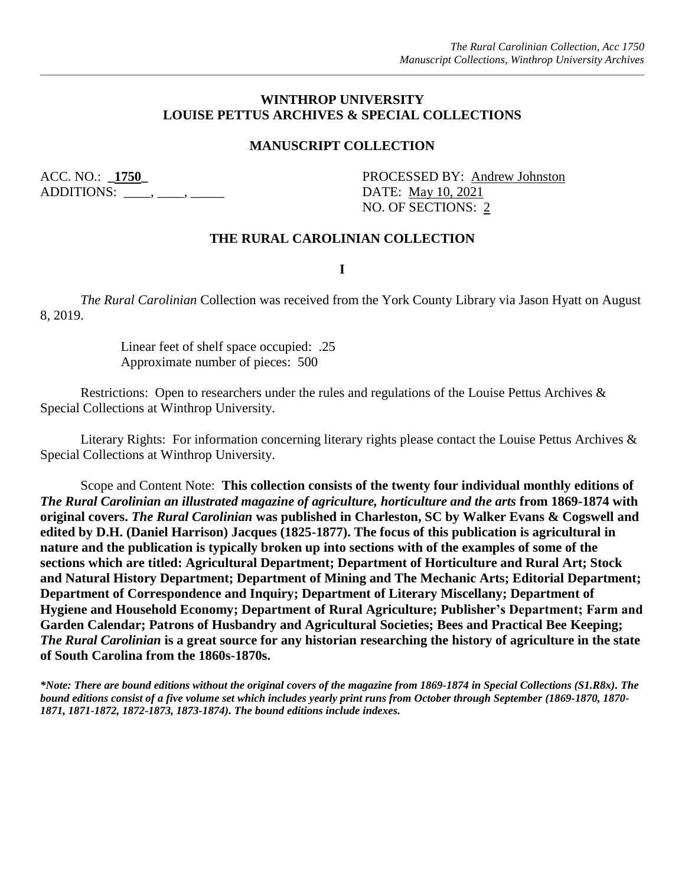**WINTHROP UNIVERSITY**
**LOUISE PETTUS ARCHIVES & SPECIAL COLLECTIONS**

**MANUSCRIPT COLLECTION**

ACC. NO.: _**1750**_
ADDITIONS: ____, ____, _____

PROCESSED BY: Andrew Johnston
DATE: May 10, 2021
NO. OF SECTIONS: 2

**THE RURAL CAROLINIAN COLLECTION**

**I**

*The Rural Carolinian* Collection was received from the York County Library via Jason Hyatt on August 8, 2019.

Linear feet of shelf space occupied: .25
Approximate number of pieces: 500

Restrictions: Open to researchers under the rules and regulations of the Louise Pettus Archives & Special Collections at Winthrop University.

Literary Rights: For information concerning literary rights please contact the Louise Pettus Archives & Special Collections at Winthrop University.

Scope and Content Note: **This collection consists of the twenty four individual monthly editions of *The Rural Carolinian an illustrated magazine of agriculture, horticulture and the arts* from 1869-1874 with original covers. *The Rural Carolinian* was published in Charleston, SC by Walker Evans & Cogswell and edited by D.H. (Daniel Harrison) Jacques (1825-1877). The focus of this publication is agricultural in nature and the publication is typically broken up into sections with of the examples of some of the sections which are titled: Agricultural Department; Department of Horticulture and Rural Art; Stock and Natural History Department; Department of Mining and The Mechanic Arts; Editorial Department; Department of Correspondence and Inquiry; Department of Literary Miscellany; Department of Hygiene and Household Economy; Department of Rural Agriculture; Publisher's Department; Farm and Garden Calendar; Patrons of Husbandry and Agricultural Societies; Bees and Practical Bee Keeping; *The Rural Carolinian* is a great source for any historian researching the history of agriculture in the state of South Carolina from the 1860s-1870s.**

***\*Note: There are bound editions without the original covers of the magazine from 1869-1874 in Special Collections (S1.R8x). The bound editions consist of a five volume set which includes yearly print runs from October through September (1869-1870, 1870-1871, 1871-1872, 1872-1873, 1873-1874). The bound editions include indexes.***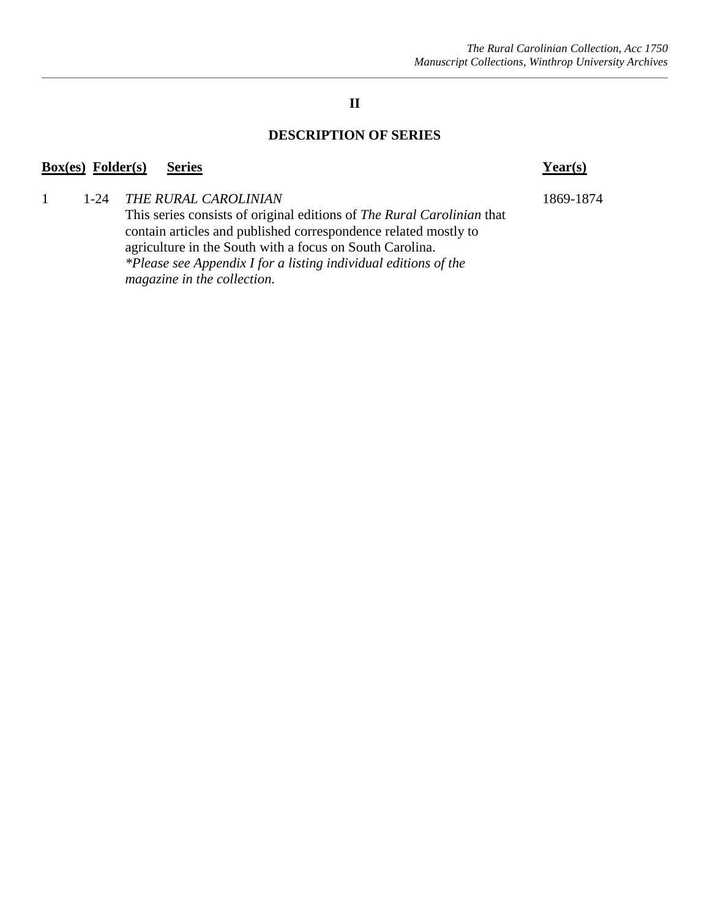## II

## DESCRIPTION OF SERIES

| Box(es) | Folder(s) | Series | Year(s) |
|---|---|---|---|
| 1 | 1-24 | *THE RURAL CAROLINIAN*<br>This series consists of original editions of *The Rural Carolinian* that contain articles and published correspondence related mostly to agriculture in the South with a focus on South Carolina.<br>*\*Please see Appendix I for a listing individual editions of the magazine in the collection.* | 1869-1874 |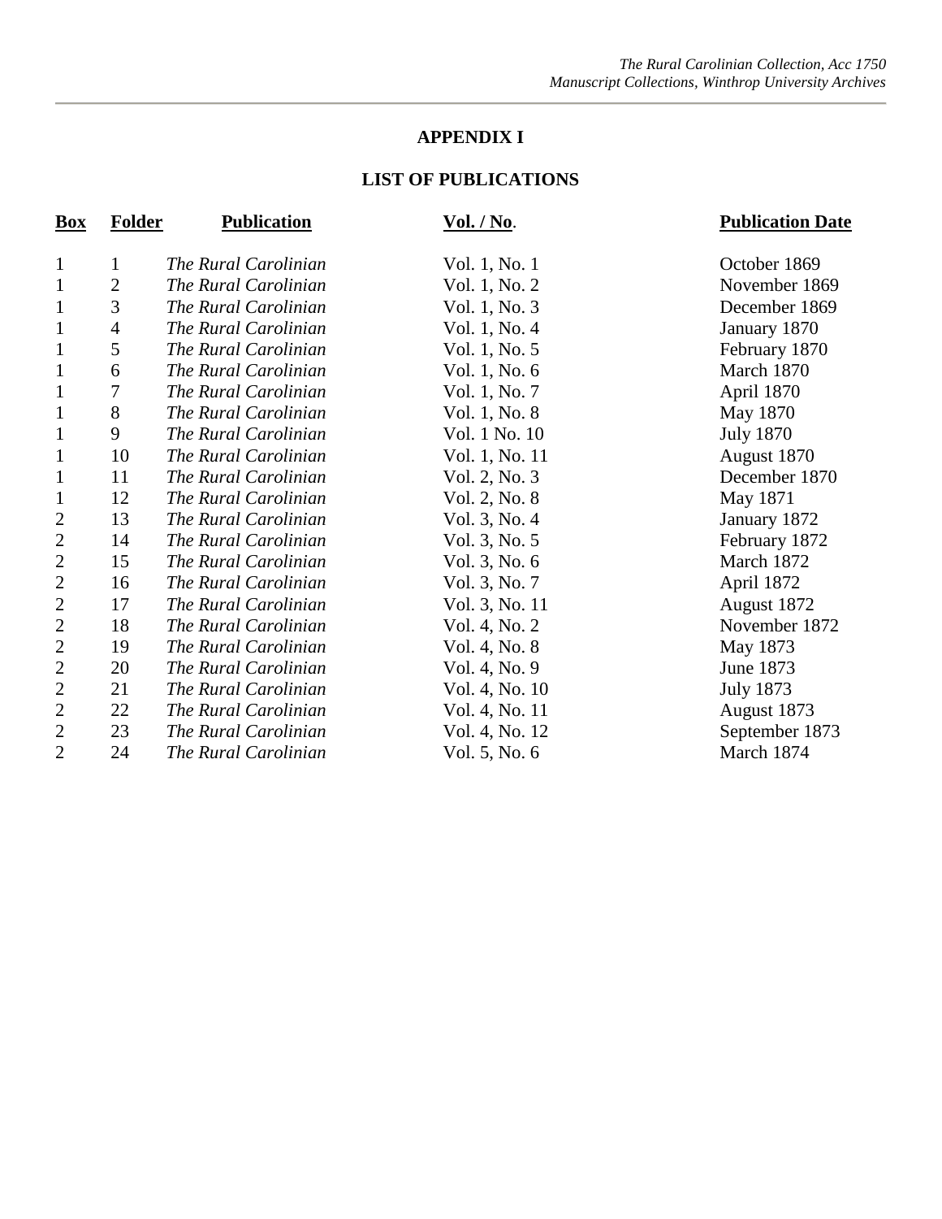## APPENDIX I

## LIST OF PUBLICATIONS

| Box | Folder | Publication | Vol. / No. | Publication Date |
|---|---|---|---|---|
| 1 | 1 | *The Rural Carolinian* | Vol. 1, No. 1 | October 1869 |
| 1 | 2 | *The Rural Carolinian* | Vol. 1, No. 2 | November 1869 |
| 1 | 3 | *The Rural Carolinian* | Vol. 1, No. 3 | December 1869 |
| 1 | 4 | *The Rural Carolinian* | Vol. 1, No. 4 | January 1870 |
| 1 | 5 | *The Rural Carolinian* | Vol. 1, No. 5 | February 1870 |
| 1 | 6 | *The Rural Carolinian* | Vol. 1, No. 6 | March 1870 |
| 1 | 7 | *The Rural Carolinian* | Vol. 1, No. 7 | April 1870 |
| 1 | 8 | *The Rural Carolinian* | Vol. 1, No. 8 | May 1870 |
| 1 | 9 | *The Rural Carolinian* | Vol. 1 No. 10 | July 1870 |
| 1 | 10 | *The Rural Carolinian* | Vol. 1, No. 11 | August 1870 |
| 1 | 11 | *The Rural Carolinian* | Vol. 2, No. 3 | December 1870 |
| 1 | 12 | *The Rural Carolinian* | Vol. 2, No. 8 | May 1871 |
| 2 | 13 | *The Rural Carolinian* | Vol. 3, No. 4 | January 1872 |
| 2 | 14 | *The Rural Carolinian* | Vol. 3, No. 5 | February 1872 |
| 2 | 15 | *The Rural Carolinian* | Vol. 3, No. 6 | March 1872 |
| 2 | 16 | *The Rural Carolinian* | Vol. 3, No. 7 | April 1872 |
| 2 | 17 | *The Rural Carolinian* | Vol. 3, No. 11 | August 1872 |
| 2 | 18 | *The Rural Carolinian* | Vol. 4, No. 2 | November 1872 |
| 2 | 19 | *The Rural Carolinian* | Vol. 4, No. 8 | May 1873 |
| 2 | 20 | *The Rural Carolinian* | Vol. 4, No. 9 | June 1873 |
| 2 | 21 | *The Rural Carolinian* | Vol. 4, No. 10 | July 1873 |
| 2 | 22 | *The Rural Carolinian* | Vol. 4, No. 11 | August 1873 |
| 2 | 23 | *The Rural Carolinian* | Vol. 4, No. 12 | September 1873 |
| 2 | 24 | *The Rural Carolinian* | Vol. 5, No. 6 | March 1874 |